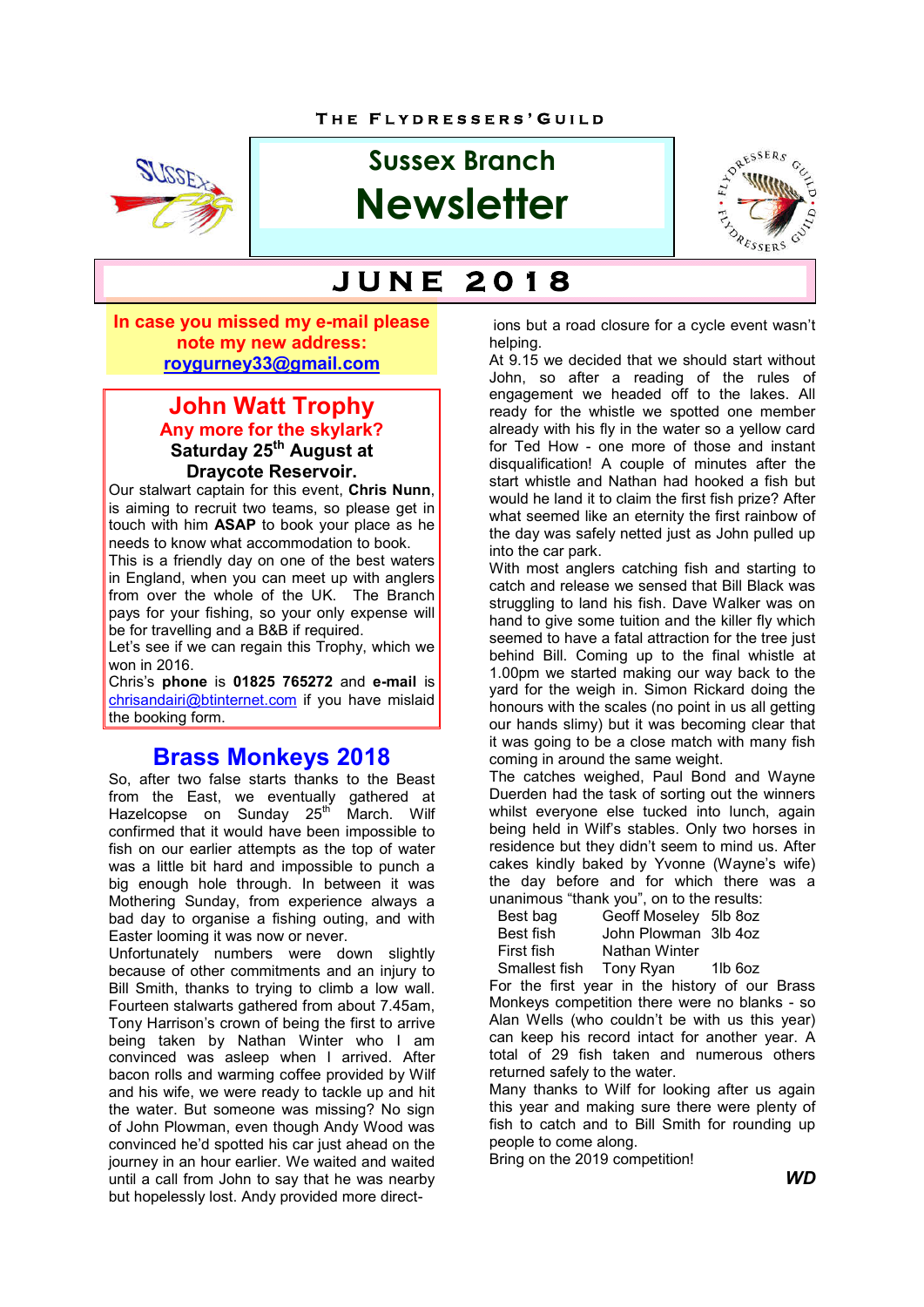THE FLYDRESSERS' GUILD

# Sussex Branch Newsletter

## JUNE 2018

**In case you missed my e-mail please note my new address: roygurney33@gmail.com**

## John Watt Trophy

**Any more for the skylark?**

**Saturday 25th August at Draycote Reservoir.**

Our stalwart captain for this event, **Chris Nunn**, is aiming to recruit two teams, so please get in touch with him **ASAP** to book your place as he needs to know what accommodation to book.

This is a friendly day on one of the best waters in England, when you can meet up with anglers from over the whole of the UK. The Branch pays for your fishing, so your only expense will be for travelling and a B&B if required.

Let's see if we can regain this Trophy, which we won in 2016.

Chris's **phone** is **01825 765272** and **e-mail** is chrisandairi@btinternet.com if you have mislaid the booking form.

## Brass Monkeys 2018

So, after two false starts thanks to the Beast from the East, we eventually gathered at Hazelcopse on Sunday 25th March. Wilf confirmed that it would have been impossible to fish on our earlier attempts as the top of water was a little bit hard and impossible to punch a big enough hole through. In between it was Mothering Sunday, from experience always a bad day to organise a fishing outing, and with Easter looming it was now or never.

Unfortunately numbers were down slightly because of other commitments and an injury to Bill Smith, thanks to trying to climb a low wall. Fourteen stalwarts gathered from about 7.45am, Tony Harrison's crown of being the first to arrive being taken by Nathan Winter who I am convinced was asleep when I arrived. After bacon rolls and warming coffee provided by Wilf and his wife, we were ready to tackle up and hit the water. But someone was missing? No sign of John Plowman, even though Andy Wood was convinced he'd spotted his car just ahead on the journey in an hour earlier. We waited and waited until a call from John to say that he was nearby but hopelessly lost. Andy provided more directions but a road closure for a cycle event wasn't helping.

At 9.15 we decided that we should start without John, so after a reading of the rules of engagement we headed off to the lakes. All ready for the whistle we spotted one member already with his fly in the water so a yellow card for Ted How - one more of those and instant disqualification! A couple of minutes after the start whistle and Nathan had hooked a fish but would he land it to claim the first fish prize? After what seemed like an eternity the first rainbow of the day was safely netted just as John pulled up into the car park.

With most anglers catching fish and starting to catch and release we sensed that Bill Black was struggling to land his fish. Dave Walker was on hand to give some tuition and the killer fly which seemed to have a fatal attraction for the tree just behind Bill. Coming up to the final whistle at 1.00pm we started making our way back to the yard for the weigh in. Simon Rickard doing the honours with the scales (no point in us all getting our hands slimy) but it was becoming clear that it was going to be a close match with many fish coming in around the same weight.

The catches weighed, Paul Bond and Wayne Duerden had the task of sorting out the winners whilst everyone else tucked into lunch, again being held in Wilf's stables. Only two horses in residence but they didn't seem to mind us. After cakes kindly baked by Yvonne (Wayne's wife) the day before and for which there was a unanimous "thank you", on to the results:

| | | |
|---|---|---|
| Best bag | Geoff Moseley | 5lb 8oz |
| Best fish | John Plowman | 3lb 4oz |
| First fish | Nathan Winter | |
| Smallest fish | Tony Ryan | 1lb 6oz |

For the first year in the history of our Brass Monkeys competition there were no blanks - so Alan Wells (who couldn't be with us this year) can keep his record intact for another year. A total of 29 fish taken and numerous others returned safely to the water.

Many thanks to Wilf for looking after us again this year and making sure there were plenty of fish to catch and to Bill Smith for rounding up people to come along.

Bring on the 2019 competition!

***WD***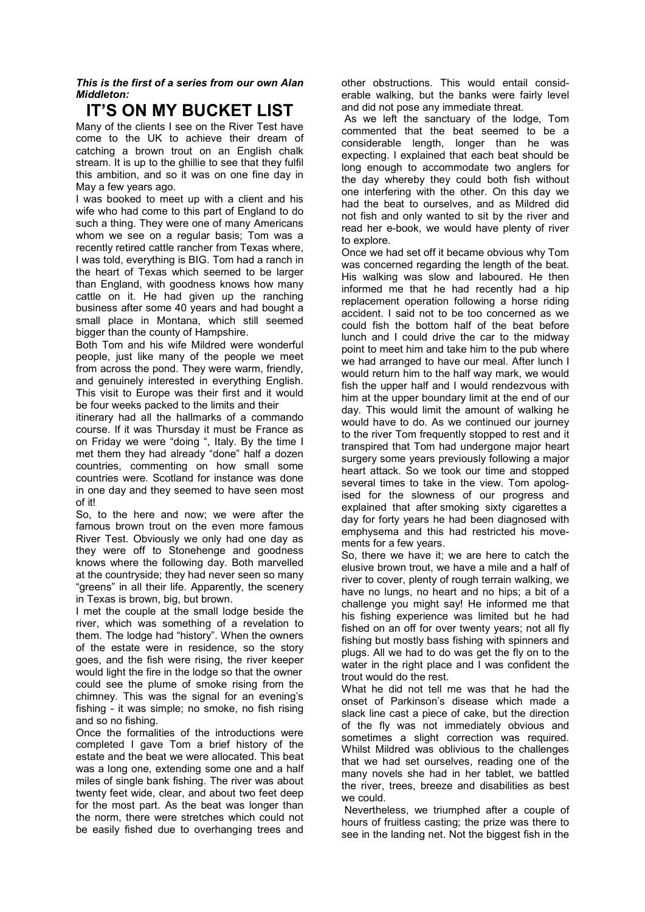*This is the first of a series from our own Alan Middleton:*

# IT'S ON MY BUCKET LIST

Many of the clients I see on the River Test have come to the UK to achieve their dream of catching a brown trout on an English chalk stream. It is up to the ghillie to see that they fulfil this ambition, and so it was on one fine day in May a few years ago.

I was booked to meet up with a client and his wife who had come to this part of England to do such a thing. They were one of many Americans whom we see on a regular basis; Tom was a recently retired cattle rancher from Texas where, I was told, everything is BIG. Tom had a ranch in the heart of Texas which seemed to be larger than England, with goodness knows how many cattle on it. He had given up the ranching business after some 40 years and had bought a small place in Montana, which still seemed bigger than the county of Hampshire.

Both Tom and his wife Mildred were wonderful people, just like many of the people we meet from across the pond. They were warm, friendly, and genuinely interested in everything English. This visit to Europe was their first and it would be four weeks packed to the limits and their itinerary had all the hallmarks of a commando course. If it was Thursday it must be France as on Friday we were "doing ", Italy. By the time I met them they had already "done" half a dozen countries, commenting on how small some countries were. Scotland for instance was done in one day and they seemed to have seen most of it!

So, to the here and now; we were after the famous brown trout on the even more famous River Test. Obviously we only had one day as they were off to Stonehenge and goodness knows where the following day. Both marvelled at the countryside; they had never seen so many "greens" in all their life. Apparently, the scenery in Texas is brown, big, but brown.

I met the couple at the small lodge beside the river, which was something of a revelation to them. The lodge had "history". When the owners of the estate were in residence, so the story goes, and the fish were rising, the river keeper would light the fire in the lodge so that the owner could see the plume of smoke rising from the chimney. This was the signal for an evening's fishing - it was simple; no smoke, no fish rising and so no fishing.

Once the formalities of the introductions were completed I gave Tom a brief history of the estate and the beat we were allocated. This beat was a long one, extending some one and a half miles of single bank fishing. The river was about twenty feet wide, clear, and about two feet deep for the most part. As the beat was longer than the norm, there were stretches which could not be easily fished due to overhanging trees and other obstructions. This would entail considerable walking, but the banks were fairly level and did not pose any immediate threat.

As we left the sanctuary of the lodge, Tom commented that the beat seemed to be a considerable length, longer than he was expecting. I explained that each beat should be long enough to accommodate two anglers for the day whereby they could both fish without one interfering with the other. On this day we had the beat to ourselves, and as Mildred did not fish and only wanted to sit by the river and read her e-book, we would have plenty of river to explore.

Once we had set off it became obvious why Tom was concerned regarding the length of the beat. His walking was slow and laboured. He then informed me that he had recently had a hip replacement operation following a horse riding accident. I said not to be too concerned as we could fish the bottom half of the beat before lunch and I could drive the car to the midway point to meet him and take him to the pub where we had arranged to have our meal. After lunch I would return him to the half way mark, we would fish the upper half and I would rendezvous with him at the upper boundary limit at the end of our day. This would limit the amount of walking he would have to do. As we continued our journey to the river Tom frequently stopped to rest and it transpired that Tom had undergone major heart surgery some years previously following a major heart attack. So we took our time and stopped several times to take in the view. Tom apologised for the slowness of our progress and explained that after smoking sixty cigarettes a day for forty years he had been diagnosed with emphysema and this had restricted his movements for a few years.

So, there we have it; we are here to catch the elusive brown trout, we have a mile and a half of river to cover, plenty of rough terrain walking, we have no lungs, no heart and no hips; a bit of a challenge you might say! He informed me that his fishing experience was limited but he had fished on an off for over twenty years; not all fly fishing but mostly bass fishing with spinners and plugs. All we had to do was get the fly on to the water in the right place and I was confident the trout would do the rest.

What he did not tell me was that he had the onset of Parkinson's disease which made a slack line cast a piece of cake, but the direction of the fly was not immediately obvious and sometimes a slight correction was required. Whilst Mildred was oblivious to the challenges that we had set ourselves, reading one of the many novels she had in her tablet, we battled the river, trees, breeze and disabilities as best we could.

Nevertheless, we triumphed after a couple of hours of fruitless casting; the prize was there to see in the landing net. Not the biggest fish in the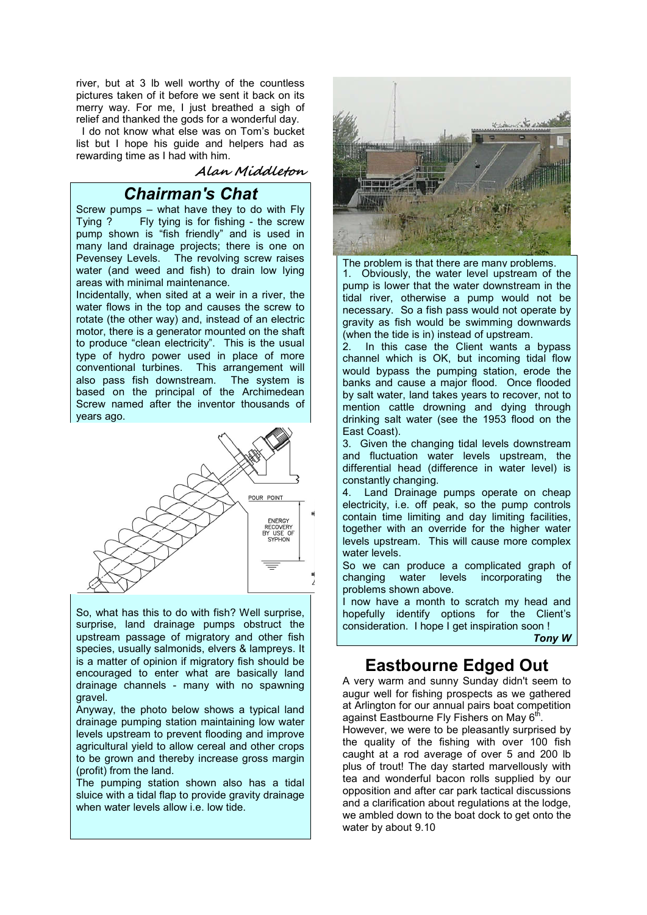river, but at 3 lb well worthy of the countless pictures taken of it before we sent it back on its merry way. For me, I just breathed a sigh of relief and thanked the gods for a wonderful day.

I do not know what else was on Tom's bucket list but I hope his guide and helpers had as rewarding time as I had with him.

*Alan Middleton*

## Chairman's Chat

Screw pumps – what have they to do with Fly Tying ? Fly tying is for fishing - the screw pump shown is "fish friendly" and is used in many land drainage projects; there is one on Pevensey Levels. The revolving screw raises water (and weed and fish) to drain low lying areas with minimal maintenance.

Incidentally, when sited at a weir in a river, the water flows in the top and causes the screw to rotate (the other way) and, instead of an electric motor, there is a generator mounted on the shaft to produce "clean electricity". This is the usual type of hydro power used in place of more conventional turbines. This arrangement will also pass fish downstream. The system is based on the principal of the Archimedean Screw named after the inventor thousands of years ago.

So, what has this to do with fish? Well surprise, surprise, land drainage pumps obstruct the upstream passage of migratory and other fish species, usually salmonids, elvers & lampreys. It is a matter of opinion if migratory fish should be encouraged to enter what are basically land drainage channels - many with no spawning gravel.

Anyway, the photo below shows a typical land drainage pumping station maintaining low water levels upstream to prevent flooding and improve agricultural yield to allow cereal and other crops to be grown and thereby increase gross margin (profit) from the land.

The pumping station shown also has a tidal sluice with a tidal flap to provide gravity drainage when water levels allow i.e. low tide.

The problem is that there are many problems.

1. Obviously, the water level upstream of the pump is lower that the water downstream in the tidal river, otherwise a pump would not be necessary. So a fish pass would not operate by gravity as fish would be swimming downwards (when the tide is in) instead of upstream.
2. In this case the Client wants a bypass channel which is OK, but incoming tidal flow would bypass the pumping station, erode the banks and cause a major flood. Once flooded by salt water, land takes years to recover, not to mention cattle drowning and dying through drinking salt water (see the 1953 flood on the East Coast).
3. Given the changing tidal levels downstream and fluctuation water levels upstream, the differential head (difference in water level) is constantly changing.
4. Land Drainage pumps operate on cheap electricity, i.e. off peak, so the pump controls contain time limiting and day limiting facilities, together with an override for the higher water levels upstream. This will cause more complex water levels.

So we can produce a complicated graph of changing water levels incorporating the problems shown above.

I now have a month to scratch my head and hopefully identify options for the Client's consideration. I hope I get inspiration soon !

***Tony W***

## Eastbourne Edged Out

A very warm and sunny Sunday didn't seem to augur well for fishing prospects as we gathered at Arlington for our annual pairs boat competition against Eastbourne Fly Fishers on May 6th.

However, we were to be pleasantly surprised by the quality of the fishing with over 100 fish caught at a rod average of over 5 and 200 lb plus of trout! The day started marvellously with tea and wonderful bacon rolls supplied by our opposition and after car park tactical discussions and a clarification about regulations at the lodge, we ambled down to the boat dock to get onto the water by about 9.10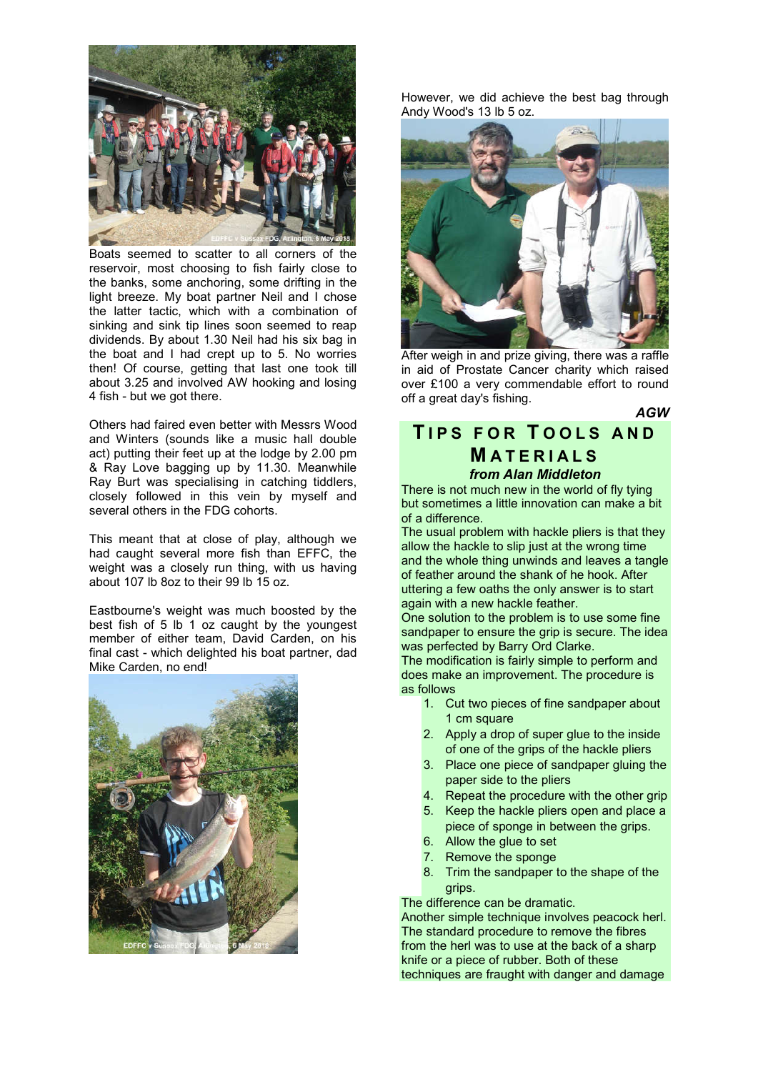Boats seemed to scatter to all corners of the reservoir, most choosing to fish fairly close to the banks, some anchoring, some drifting in the light breeze. My boat partner Neil and I chose the latter tactic, which with a combination of sinking and sink tip lines soon seemed to reap dividends. By about 1.30 Neil had his six bag in the boat and I had crept up to 5. No worries then! Of course, getting that last one took till about 3.25 and involved AW hooking and losing 4 fish - but we got there.

Others had faired even better with Messrs Wood and Winters (sounds like a music hall double act) putting their feet up at the lodge by 2.00 pm & Ray Love bagging up by 11.30. Meanwhile Ray Burt was specialising in catching tiddlers, closely followed in this vein by myself and several others in the FDG cohorts.

This meant that at close of play, although we had caught several more fish than EFFC, the weight was a closely run thing, with us having about 107 lb 8oz to their 99 lb 15 oz.

Eastbourne's weight was much boosted by the best fish of 5 lb 1 oz caught by the youngest member of either team, David Carden, on his final cast - which delighted his boat partner, dad Mike Carden, no end!

However, we did achieve the best bag through Andy Wood's 13 lb 5 oz.

After weigh in and prize giving, there was a raffle in aid of Prostate Cancer charity which raised over £100 a very commendable effort to round off a great day's fishing.

***AGW***

## Tips for Tools and Materials

***from Alan Middleton***

There is not much new in the world of fly tying but sometimes a little innovation can make a bit of a difference.

The usual problem with hackle pliers is that they allow the hackle to slip just at the wrong time and the whole thing unwinds and leaves a tangle of feather around the shank of he hook. After uttering a few oaths the only answer is to start again with a new hackle feather.

One solution to the problem is to use some fine sandpaper to ensure the grip is secure. The idea was perfected by Barry Ord Clarke.

The modification is fairly simple to perform and does make an improvement. The procedure is as follows

1. Cut two pieces of fine sandpaper about 1 cm square
2. Apply a drop of super glue to the inside of one of the grips of the hackle pliers
3. Place one piece of sandpaper gluing the paper side to the pliers
4. Repeat the procedure with the other grip
5. Keep the hackle pliers open and place a piece of sponge in between the grips.
6. Allow the glue to set
7. Remove the sponge
8. Trim the sandpaper to the shape of the grips.

The difference can be dramatic.

Another simple technique involves peacock herl. The standard procedure to remove the fibres from the herl was to use at the back of a sharp knife or a piece of rubber. Both of these techniques are fraught with danger and damage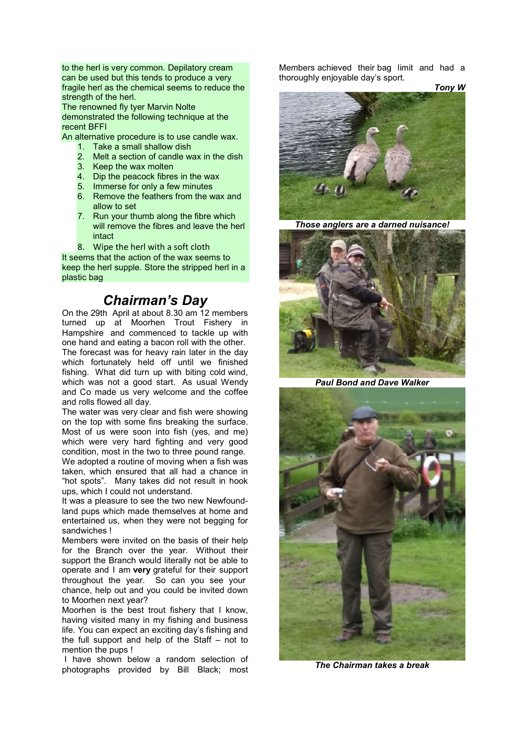to the herl is very common. Depilatory cream can be used but this tends to produce a very fragile herl as the chemical seems to reduce the strength of the herl.
The renowned fly tyer Marvin Nolte demonstrated the following technique at the recent BFFI
An alternative procedure is to use candle wax.

1. Take a small shallow dish
2. Melt a section of candle wax in the dish
3. Keep the wax molten
4. Dip the peacock fibres in the wax
5. Immerse for only a few minutes
6. Remove the feathers from the wax and allow to set
7. Run your thumb along the fibre which will remove the fibres and leave the herl intact
8. Wipe the herl with a soft cloth

It seems that the action of the wax seems to keep the herl supple. Store the stripped herl in a plastic bag

## *Chairman's Day*

On the 29th April at about 8.30 am 12 members turned up at Moorhen Trout Fishery in Hampshire and commenced to tackle up with one hand and eating a bacon roll with the other. The forecast was for heavy rain later in the day which fortunately held off until we finished fishing. What did turn up with biting cold wind, which was not a good start. As usual Wendy and Co made us very welcome and the coffee and rolls flowed all day.
The water was very clear and fish were showing on the top with some fins breaking the surface. Most of us were soon into fish (yes, and me) which were very hard fighting and very good condition, most in the two to three pound range. We adopted a routine of moving when a fish was taken, which ensured that all had a chance in "hot spots". Many takes did not result in hook ups, which I could not understand.
It was a pleasure to see the two new Newfoundland pups which made themselves at home and entertained us, when they were not begging for sandwiches !
Members were invited on the basis of their help for the Branch over the year. Without their support the Branch would literally not be able to operate and I am **very** grateful for their support throughout the year. So can you see your chance, help out and you could be invited down to Moorhen next year?
Moorhen is the best trout fishery that I know, having visited many in my fishing and business life. You can expect an exciting day's fishing and the full support and help of the Staff – not to mention the pups !
I have shown below a random selection of photographs provided by Bill Black; most Members achieved their bag limit and had a thoroughly enjoyable day's sport.

***Tony W***

***Those anglers are a darned nuisance!***

***Paul Bond and Dave Walker***

***The Chairman takes a break***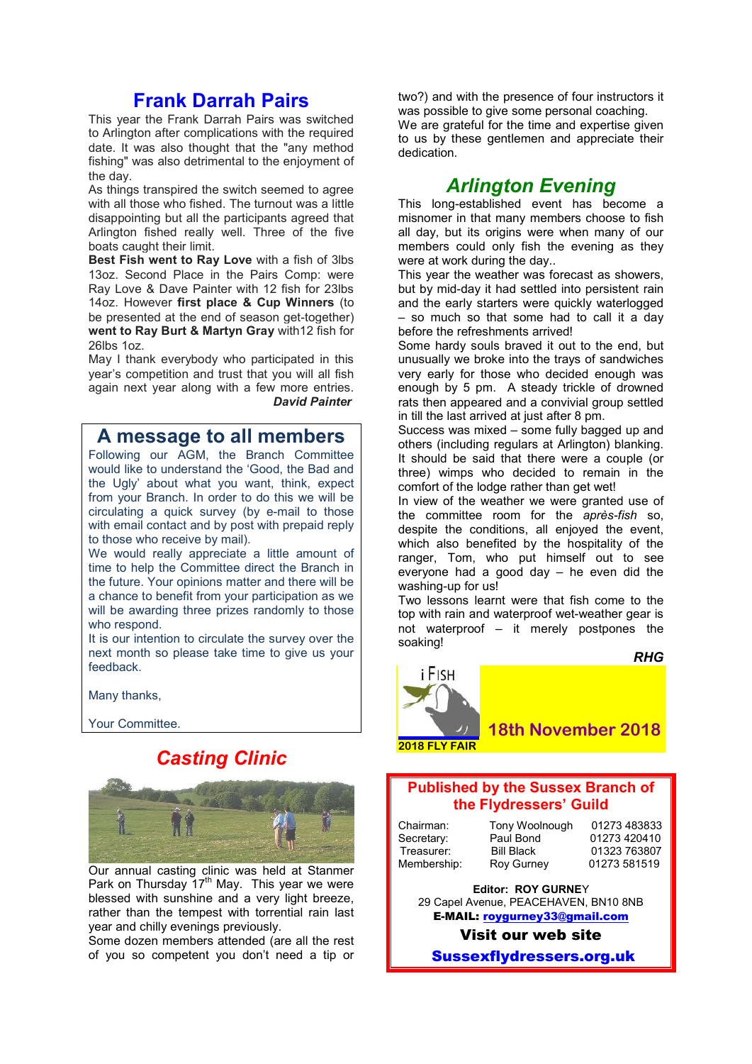## Frank Darrah Pairs

This year the Frank Darrah Pairs was switched to Arlington after complications with the required date. It was also thought that the "any method fishing" was also detrimental to the enjoyment of the day.

As things transpired the switch seemed to agree with all those who fished. The turnout was a little disappointing but all the participants agreed that Arlington fished really well. Three of the five boats caught their limit.

**Best Fish went to Ray Love** with a fish of 3lbs 13oz. Second Place in the Pairs Comp: were Ray Love & Dave Painter with 12 fish for 23lbs 14oz. However **first place & Cup Winners** (to be presented at the end of season get-together) **went to Ray Burt & Martyn Gray** with12 fish for 26lbs 1oz.

May I thank everybody who participated in this year's competition and trust that you will all fish again next year along with a few more entries.

***David Painter***

## A message to all members

Following our AGM, the Branch Committee would like to understand the 'Good, the Bad and the Ugly' about what you want, think, expect from your Branch. In order to do this we will be circulating a quick survey (by e-mail to those with email contact and by post with prepaid reply to those who receive by mail).

We would really appreciate a little amount of time to help the Committee direct the Branch in the future. Your opinions matter and there will be a chance to benefit from your participation as we will be awarding three prizes randomly to those who respond.

It is our intention to circulate the survey over the next month so please take time to give us your feedback.

Many thanks,

Your Committee.

## Casting Clinic

Our annual casting clinic was held at Stanmer Park on Thursday 17th May. This year we were blessed with sunshine and a very light breeze, rather than the tempest with torrential rain last year and chilly evenings previously.

Some dozen members attended (are all the rest of you so competent you don't need a tip or two?) and with the presence of four instructors it was possible to give some personal coaching.

We are grateful for the time and expertise given to us by these gentlemen and appreciate their dedication.

## *Arlington Evening*

This long-established event has become a misnomer in that many members choose to fish all day, but its origins were when many of our members could only fish the evening as they were at work during the day..

This year the weather was forecast as showers, but by mid-day it had settled into persistent rain and the early starters were quickly waterlogged – so much so that some had to call it a day before the refreshments arrived!

Some hardy souls braved it out to the end, but unusually we broke into the trays of sandwiches very early for those who decided enough was enough by 5 pm. A steady trickle of drowned rats then appeared and a convivial group settled in till the last arrived at just after 8 pm.

Success was mixed – some fully bagged up and others (including regulars at Arlington) blanking. It should be said that there were a couple (or three) wimps who decided to remain in the comfort of the lodge rather than get wet!

In view of the weather we were granted use of the committee room for the *après-fish* so, despite the conditions, all enjoyed the event, which also benefited by the hospitality of the ranger, Tom, who put himself out to see everyone had a good day – he even did the washing-up for us!

Two lessons learnt were that fish come to the top with rain and waterproof wet-weather gear is not waterproof – it merely postpones the soaking!

***RHG***

i FISH
2018 FLY FAIR
**18th November 2018**

**Published by the Sussex Branch of the Flydressers' Guild**

| | | |
|---|---|---|
| Chairman: | Tony Woolnough | 01273 483833 |
| Secretary: | Paul Bond | 01273 420410 |
| Treasurer: | Bill Black | 01323 763807 |
| Membership: | Roy Gurney | 01273 581519 |

**Editor: ROY GURNEY**
29 Capel Avenue, PEACEHAVEN, BN10 8NB
**E-MAIL: roygurney33@gmail.com**

**Visit our web site**
**Sussexflydressers.org.uk**